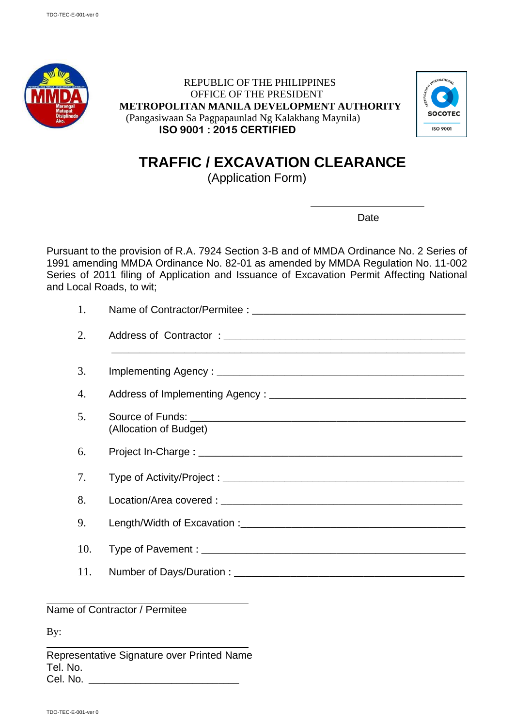REPUBLIC OF THE PHILIPPINES
OFFICE OF THE PRESIDENT
**METROPOLITAN MANILA DEVELOPMENT AUTHORITY**
(Pangasiwaan Sa Pagpapaunlad Ng Kalakhang Maynila)
**ISO 9001 : 2015 CERTIFIED**

# TRAFFIC / EXCAVATION CLEARANCE

(Application Form)

____________________
Date

Pursuant to the provision of R.A. 7924 Section 3-B and of MMDA Ordinance No. 2 Series of 1991 amending MMDA Ordinance No. 82-01 as amended by MMDA Regulation No. 11-002 Series of 2011 filing of Application and Issuance of Excavation Permit Affecting National and Local Roads, to wit;

1. Name of Contractor/Permitee : ____________________________________
2. Address of Contractor : ____________________________________
   ____________________________________
3. Implementing Agency : ____________________________________
4. Address of Implementing Agency : ____________________________________
5. Source of Funds: ____________________________________
   (Allocation of Budget)
6. Project In-Charge : ____________________________________
7. Type of Activity/Project : ____________________________________
8. Location/Area covered : ____________________________________
9. Length/Width of Excavation :____________________________________
10. Type of Pavement : ____________________________________
11. Number of Days/Duration : ____________________________________

____________________________________
Name of Contractor / Permitee

By:

____________________________________
Representative Signature over Printed Name
Tel. No. ________________________
Cel. No. ________________________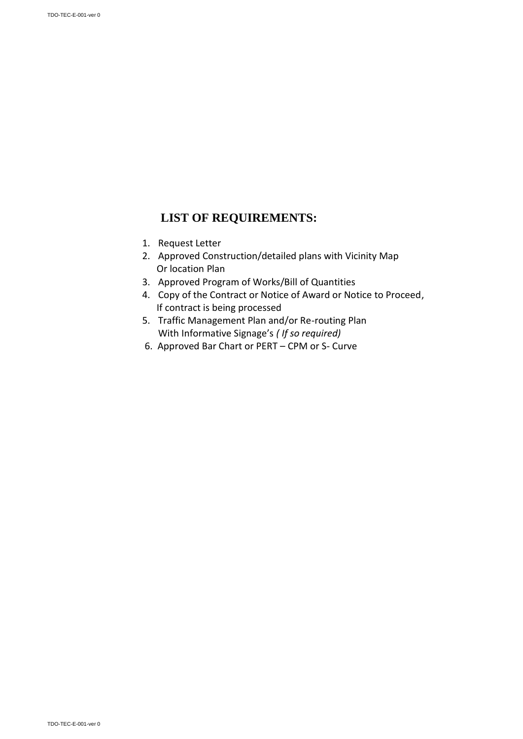## LIST OF REQUIREMENTS:

1. Request Letter
2. Approved Construction/detailed plans with Vicinity Map Or location Plan
3. Approved Program of Works/Bill of Quantities
4. Copy of the Contract or Notice of Award or Notice to Proceed, If contract is being processed
5. Traffic Management Plan and/or Re-routing Plan With Informative Signage's *( If so required)*
6. Approved Bar Chart or PERT – CPM or S- Curve